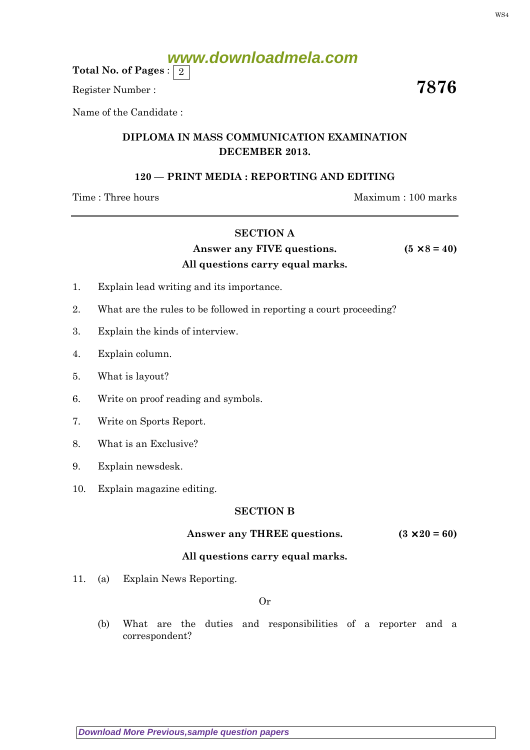Total No. of Pages : 2

Register Number :

**7876**

Name of the Candidate :

## DIPLOMA IN MASS COMMUNICATION EXAMINATION
## DECEMBER 2013.

### 120 — PRINT MEDIA : REPORTING AND EDITING

Time : Three hours — Maximum : 100 marks

### SECTION A

**Answer any FIVE questions.** **(5 × 8 = 40)**

**All questions carry equal marks.**

1. Explain lead writing and its importance.

2. What are the rules to be followed in reporting a court proceeding?

3. Explain the kinds of interview.

4. Explain column.

5. What is layout?

6. Write on proof reading and symbols.

7. Write on Sports Report.

8. What is an Exclusive?

9. Explain newsdesk.

10. Explain magazine editing.

### SECTION B

**Answer any THREE questions.** **(3 × 20 = 60)**

**All questions carry equal marks.**

11. (a) Explain News Reporting.

Or

(b) What are the duties and responsibilities of a reporter and a correspondent?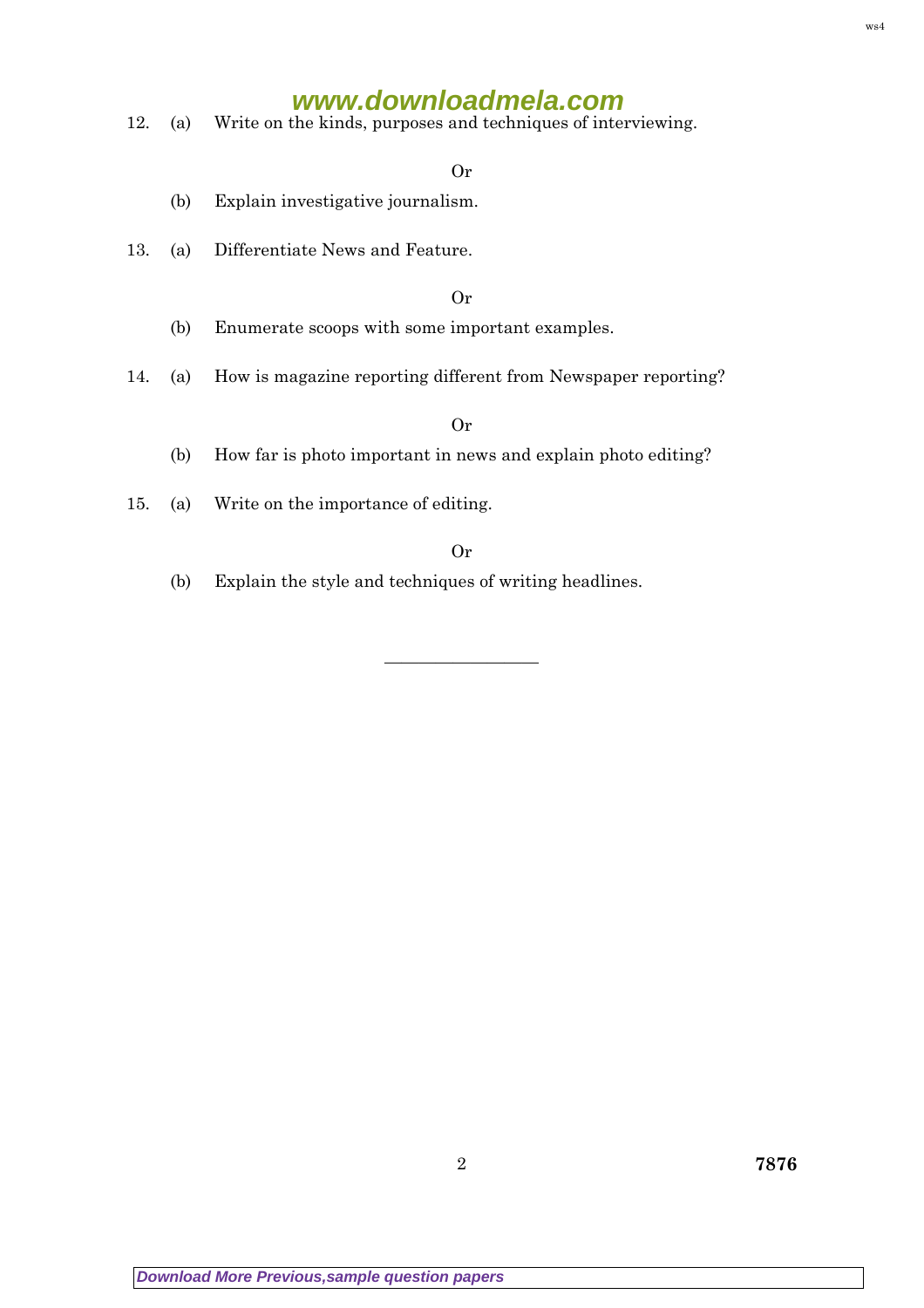12. (a) Write on the kinds, purposes and techniques of interviewing.

Or

(b) Explain investigative journalism.

13. (a) Differentiate News and Feature.

Or

(b) Enumerate scoops with some important examples.

14. (a) How is magazine reporting different from Newspaper reporting?

Or

(b) How far is photo important in news and explain photo editing?

15. (a) Write on the importance of editing.

Or

(b) Explain the style and techniques of writing headlines.

———————